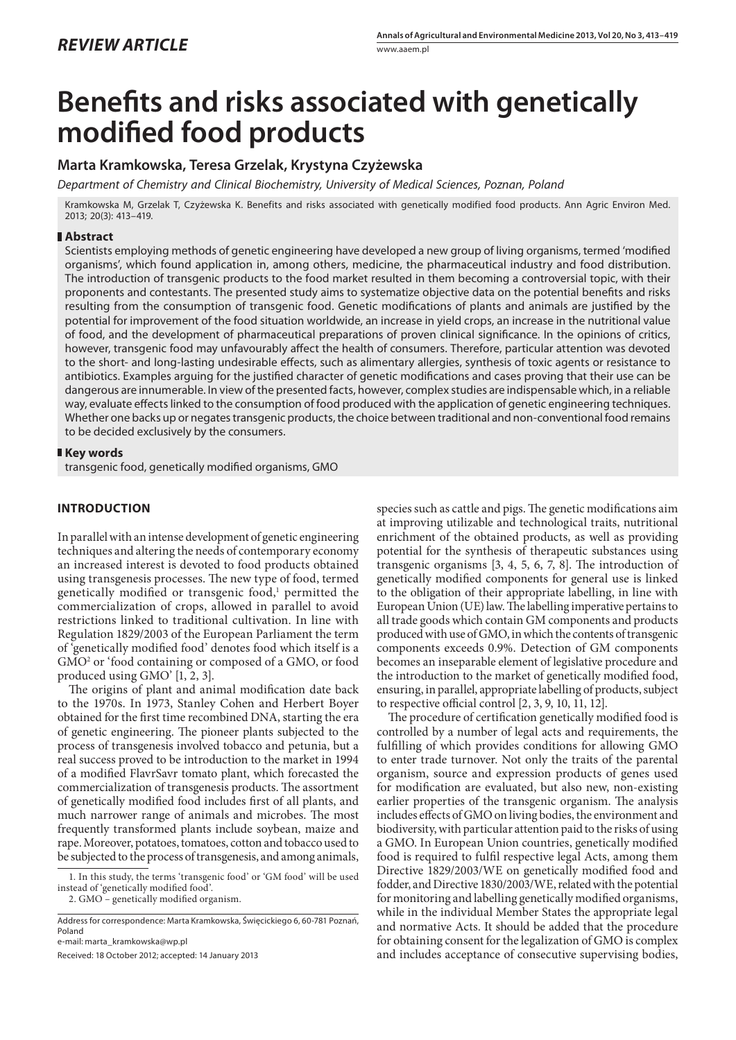*REVIEW ARTICLE*

# Benefits and risks associated with genetically modified food products

## Marta Kramkowska, Teresa Grzelak, Krystyna Czyżewska

*Department of Chemistry and Clinical Biochemistry, University of Medical Sciences, Poznan, Poland*

Kramkowska M, Grzelak T, Czyżewska K. Benefits and risks associated with genetically modified food products. Ann Agric Environ Med. 2013; 20(3): 413–419.

### Abstract

Scientists employing methods of genetic engineering have developed a new group of living organisms, termed 'modified organisms', which found application in, among others, medicine, the pharmaceutical industry and food distribution. The introduction of transgenic products to the food market resulted in them becoming a controversial topic, with their proponents and contestants. The presented study aims to systematize objective data on the potential benefits and risks resulting from the consumption of transgenic food. Genetic modifications of plants and animals are justified by the potential for improvement of the food situation worldwide, an increase in yield crops, an increase in the nutritional value of food, and the development of pharmaceutical preparations of proven clinical significance. In the opinions of critics, however, transgenic food may unfavourably affect the health of consumers. Therefore, particular attention was devoted to the short- and long-lasting undesirable effects, such as alimentary allergies, synthesis of toxic agents or resistance to antibiotics. Examples arguing for the justified character of genetic modifications and cases proving that their use can be dangerous are innumerable. In view of the presented facts, however, complex studies are indispensable which, in a reliable way, evaluate effects linked to the consumption of food produced with the application of genetic engineering techniques. Whether one backs up or negates transgenic products, the choice between traditional and non-conventional food remains to be decided exclusively by the consumers.

### Key words

transgenic food, genetically modified organisms, GMO

## INTRODUCTION

In parallel with an intense development of genetic engineering techniques and altering the needs of contemporary economy an increased interest is devoted to food products obtained using transgenesis processes. The new type of food, termed genetically modified or transgenic food,[1] permitted the commercialization of crops, allowed in parallel to avoid restrictions linked to traditional cultivation. In line with Regulation 1829/2003 of the European Parliament the term of 'genetically modified food' denotes food which itself is a GMO[2] or 'food containing or composed of a GMO, or food produced using GMO' [1, 2, 3].

The origins of plant and animal modification date back to the 1970s. In 1973, Stanley Cohen and Herbert Boyer obtained for the first time recombined DNA, starting the era of genetic engineering. The pioneer plants subjected to the process of transgenesis involved tobacco and petunia, but a real success proved to be introduction to the market in 1994 of a modified FlavrSavr tomato plant, which forecasted the commercialization of transgenesis products. The assortment of genetically modified food includes first of all plants, and much narrower range of animals and microbes. The most frequently transformed plants include soybean, maize and rape. Moreover, potatoes, tomatoes, cotton and tobacco used to be subjected to the process of transgenesis, and among animals, species such as cattle and pigs. The genetic modifications aim at improving utilizable and technological traits, nutritional enrichment of the obtained products, as well as providing potential for the synthesis of therapeutic substances using transgenic organisms [3, 4, 5, 6, 7, 8]. The introduction of genetically modified components for general use is linked to the obligation of their appropriate labelling, in line with European Union (UE) law. The labelling imperative pertains to all trade goods which contain GM components and products produced with use of GMO, in which the contents of transgenic components exceeds 0.9%. Detection of GM components becomes an inseparable element of legislative procedure and the introduction to the market of genetically modified food, ensuring, in parallel, appropriate labelling of products, subject to respective official control [2, 3, 9, 10, 11, 12].

The procedure of certification genetically modified food is controlled by a number of legal acts and requirements, the fulfilling of which provides conditions for allowing GMO to enter trade turnover. Not only the traits of the parental organism, source and expression products of genes used for modification are evaluated, but also new, non-existing earlier properties of the transgenic organism. The analysis includes effects of GMO on living bodies, the environment and biodiversity, with particular attention paid to the risks of using a GMO. In European Union countries, genetically modified food is required to fulfil respective legal Acts, among them Directive 1829/2003/WE on genetically modified food and fodder, and Directive 1830/2003/WE, related with the potential for monitoring and labelling genetically modified organisms, while in the individual Member States the appropriate legal and normative Acts. It should be added that the procedure for obtaining consent for the legalization of GMO is complex and includes acceptance of consecutive supervising bodies,

---

1. In this study, the terms 'transgenic food' or 'GM food' will be used instead of 'genetically modified food'.
2. GMO – genetically modified organism.

Address for correspondence: Marta Kramkowska, Święcickiego 6, 60-781 Poznań, Poland
e-mail: marta_kramkowska@wp.pl

Received: 18 October 2012; accepted: 14 January 2013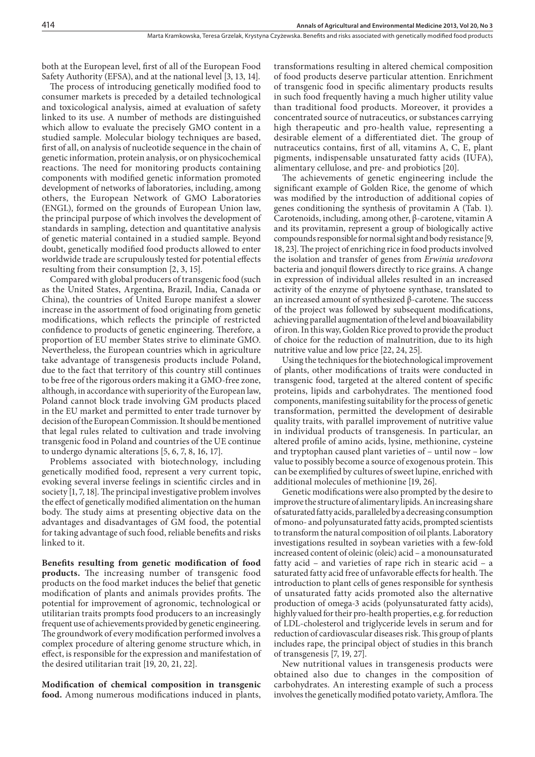both at the European level, first of all of the European Food Safety Authority (EFSA), and at the national level [3, 13, 14].

The process of introducing genetically modified food to consumer markets is preceded by a detailed technological and toxicological analysis, aimed at evaluation of safety linked to its use. A number of methods are distinguished which allow to evaluate the precisely GMO content in a studied sample. Molecular biology techniques are based, first of all, on analysis of nucleotide sequence in the chain of genetic information, protein analysis, or on physicochemical reactions. The need for monitoring products containing components with modified genetic information promoted development of networks of laboratories, including, among others, the European Network of GMO Laboratories (ENGL), formed on the grounds of European Union law, the principal purpose of which involves the development of standards in sampling, detection and quantitative analysis of genetic material contained in a studied sample. Beyond doubt, genetically modified food products allowed to enter worldwide trade are scrupulously tested for potential effects resulting from their consumption [2, 3, 15].

Compared with global producers of transgenic food (such as the United States, Argentina, Brazil, India, Canada or China), the countries of United Europe manifest a slower increase in the assortment of food originating from genetic modifications, which reflects the principle of restricted confidence to products of genetic engineering. Therefore, a proportion of EU member States strive to eliminate GMO. Nevertheless, the European countries which in agriculture take advantage of transgenesis products include Poland, due to the fact that territory of this country still continues to be free of the rigorous orders making it a GMO-free zone, although, in accordance with superiority of the European law, Poland cannot block trade involving GM products placed in the EU market and permitted to enter trade turnover by decision of the European Commission. It should be mentioned that legal rules related to cultivation and trade involving transgenic food in Poland and countries of the UE continue to undergo dynamic alterations [5, 6, 7, 8, 16, 17].

Problems associated with biotechnology, including genetically modified food, represent a very current topic, evoking several inverse feelings in scientific circles and in society [1, 7, 18]. The principal investigative problem involves the effect of genetically modified alimentation on the human body. The study aims at presenting objective data on the advantages and disadvantages of GM food, the potential for taking advantage of such food, reliable benefits and risks linked to it.

**Benefits resulting from genetic modification of food products.** The increasing number of transgenic food products on the food market induces the belief that genetic modification of plants and animals provides profits. The potential for improvement of agronomic, technological or utilitarian traits prompts food producers to an increasingly frequent use of achievements provided by genetic engineering. The groundwork of every modification performed involves a complex procedure of altering genome structure which, in effect, is responsible for the expression and manifestation of the desired utilitarian trait [19, 20, 21, 22].

**Modification of chemical composition in transgenic food.** Among numerous modifications induced in plants, transformations resulting in altered chemical composition of food products deserve particular attention. Enrichment of transgenic food in specific alimentary products results in such food frequently having a much higher utility value than traditional food products. Moreover, it provides a concentrated source of nutraceutics, or substances carrying high therapeutic and pro-health value, representing a desirable element of a differentiated diet. The group of nutraceutics contains, first of all, vitamins A, C, E, plant pigments, indispensable unsaturated fatty acids (IUFA), alimentary cellulose, and pre- and probiotics [20].

The achievements of genetic engineering include the significant example of Golden Rice, the genome of which was modified by the introduction of additional copies of genes conditioning the synthesis of provitamin A (Tab. 1). Carotenoids, including, among other, β-carotene, vitamin A and its provitamin, represent a group of biologically active compounds responsible for normal sight and body resistance [9, 18, 23]. The project of enriching rice in food products involved the isolation and transfer of genes from *Erwinia uredovora* bacteria and jonquil flowers directly to rice grains. A change in expression of individual alleles resulted in an increased activity of the enzyme of phytoene synthase, translated to an increased amount of synthesized β-carotene. The success of the project was followed by subsequent modifications, achieving parallel augmentation of the level and bioavailability of iron. In this way, Golden Rice proved to provide the product of choice for the reduction of malnutrition, due to its high nutritive value and low price [22, 24, 25].

Using the techniques for the biotechnological improvement of plants, other modifications of traits were conducted in transgenic food, targeted at the altered content of specific proteins, lipids and carbohydrates. The mentioned food components, manifesting suitability for the process of genetic transformation, permitted the development of desirable quality traits, with parallel improvement of nutritive value in individual products of transgenesis. In particular, an altered profile of amino acids, lysine, methionine, cysteine and tryptophan caused plant varieties of – until now – low value to possibly become a source of exogenous protein. This can be exemplified by cultures of sweet lupine, enriched with additional molecules of methionine [19, 26].

Genetic modifications were also prompted by the desire to improve the structure of alimentary lipids. An increasing share of saturated fatty acids, paralleled by a decreasing consumption of mono- and polyunsaturated fatty acids, prompted scientists to transform the natural composition of oil plants. Laboratory investigations resulted in soybean varieties with a few-fold increased content of oleinic (oleic) acid – a monounsaturated fatty acid – and varieties of rape rich in stearic acid – a saturated fatty acid free of unfavorable effects for health. The introduction to plant cells of genes responsible for synthesis of unsaturated fatty acids promoted also the alternative production of omega-3 acids (polyunsaturated fatty acids), highly valued for their pro-health properties, e.g. for reduction of LDL-cholesterol and triglyceride levels in serum and for reduction of cardiovascular diseases risk. This group of plants includes rape, the principal object of studies in this branch of transgenesis [7, 19, 27].

New nutritional values in transgenesis products were obtained also due to changes in the composition of carbohydrates. An interesting example of such a process involves the genetically modified potato variety, Amflora. The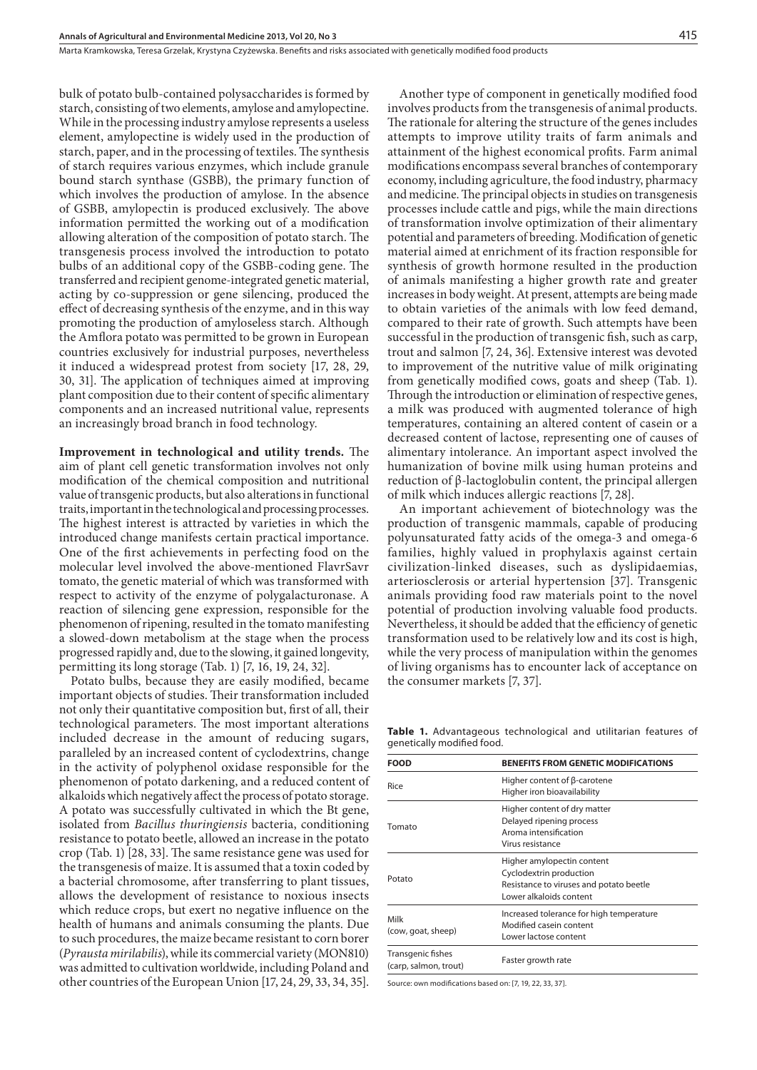bulk of potato bulb-contained polysaccharides is formed by starch, consisting of two elements, amylose and amylopectine. While in the processing industry amylose represents a useless element, amylopectine is widely used in the production of starch, paper, and in the processing of textiles. The synthesis of starch requires various enzymes, which include granule bound starch synthase (GSBB), the primary function of which involves the production of amylose. In the absence of GSBB, amylopectin is produced exclusively. The above information permitted the working out of a modification allowing alteration of the composition of potato starch. The transgenesis process involved the introduction to potato bulbs of an additional copy of the GSBB-coding gene. The transferred and recipient genome-integrated genetic material, acting by co-suppression or gene silencing, produced the effect of decreasing synthesis of the enzyme, and in this way promoting the production of amyloseless starch. Although the Amflora potato was permitted to be grown in European countries exclusively for industrial purposes, nevertheless it induced a widespread protest from society [17, 28, 29, 30, 31]. The application of techniques aimed at improving plant composition due to their content of specific alimentary components and an increased nutritional value, represents an increasingly broad branch in food technology.

**Improvement in technological and utility trends.** The aim of plant cell genetic transformation involves not only modification of the chemical composition and nutritional value of transgenic products, but also alterations in functional traits, important in the technological and processing processes. The highest interest is attracted by varieties in which the introduced change manifests certain practical importance. One of the first achievements in perfecting food on the molecular level involved the above-mentioned FlavrSavr tomato, the genetic material of which was transformed with respect to activity of the enzyme of polygalacturonase. A reaction of silencing gene expression, responsible for the phenomenon of ripening, resulted in the tomato manifesting a slowed-down metabolism at the stage when the process progressed rapidly and, due to the slowing, it gained longevity, permitting its long storage (Tab. 1) [7, 16, 19, 24, 32].

Potato bulbs, because they are easily modified, became important objects of studies. Their transformation included not only their quantitative composition but, first of all, their technological parameters. The most important alterations included decrease in the amount of reducing sugars, paralleled by an increased content of cyclodextrins, change in the activity of polyphenol oxidase responsible for the phenomenon of potato darkening, and a reduced content of alkaloids which negatively affect the process of potato storage. A potato was successfully cultivated in which the Bt gene, isolated from *Bacillus thuringiensis* bacteria, conditioning resistance to potato beetle, allowed an increase in the potato crop (Tab. 1) [28, 33]. The same resistance gene was used for the transgenesis of maize. It is assumed that a toxin coded by a bacterial chromosome, after transferring to plant tissues, allows the development of resistance to noxious insects which reduce crops, but exert no negative influence on the health of humans and animals consuming the plants. Due to such procedures, the maize became resistant to corn borer (*Pyrausta mirilabilis*), while its commercial variety (MON810) was admitted to cultivation worldwide, including Poland and other countries of the European Union [17, 24, 29, 33, 34, 35].

Another type of component in genetically modified food involves products from the transgenesis of animal products. The rationale for altering the structure of the genes includes attempts to improve utility traits of farm animals and attainment of the highest economical profits. Farm animal modifications encompass several branches of contemporary economy, including agriculture, the food industry, pharmacy and medicine. The principal objects in studies on transgenesis processes include cattle and pigs, while the main directions of transformation involve optimization of their alimentary potential and parameters of breeding. Modification of genetic material aimed at enrichment of its fraction responsible for synthesis of growth hormone resulted in the production of animals manifesting a higher growth rate and greater increases in body weight. At present, attempts are being made to obtain varieties of the animals with low feed demand, compared to their rate of growth. Such attempts have been successful in the production of transgenic fish, such as carp, trout and salmon [7, 24, 36]. Extensive interest was devoted to improvement of the nutritive value of milk originating from genetically modified cows, goats and sheep (Tab. 1). Through the introduction or elimination of respective genes, a milk was produced with augmented tolerance of high temperatures, containing an altered content of casein or a decreased content of lactose, representing one of causes of alimentary intolerance. An important aspect involved the humanization of bovine milk using human proteins and reduction of β-lactoglobulin content, the principal allergen of milk which induces allergic reactions [7, 28].

An important achievement of biotechnology was the production of transgenic mammals, capable of producing polyunsaturated fatty acids of the omega-3 and omega-6 families, highly valued in prophylaxis against certain civilization-linked diseases, such as dyslipidaemias, arteriosclerosis or arterial hypertension [37]. Transgenic animals providing food raw materials point to the novel potential of production involving valuable food products. Nevertheless, it should be added that the efficiency of genetic transformation used to be relatively low and its cost is high, while the very process of manipulation within the genomes of living organisms has to encounter lack of acceptance on the consumer markets [7, 37].

**Table 1.** Advantageous technological and utilitarian features of genetically modified food.

| FOOD | BENEFITS FROM GENETIC MODIFICATIONS |
|---|---|
| Rice | Higher content of β-carotene<br>Higher iron bioavailability |
| Tomato | Higher content of dry matter<br>Delayed ripening process<br>Aroma intensification<br>Virus resistance |
| Potato | Higher amylopectin content<br>Cyclodextrin production<br>Resistance to viruses and potato beetle<br>Lower alkaloids content |
| Milk (cow, goat, sheep) | Increased tolerance for high temperature<br>Modified casein content<br>Lower lactose content |
| Transgenic fishes (carp, salmon, trout) | Faster growth rate |

Source: own modifications based on: [7, 19, 22, 33, 37].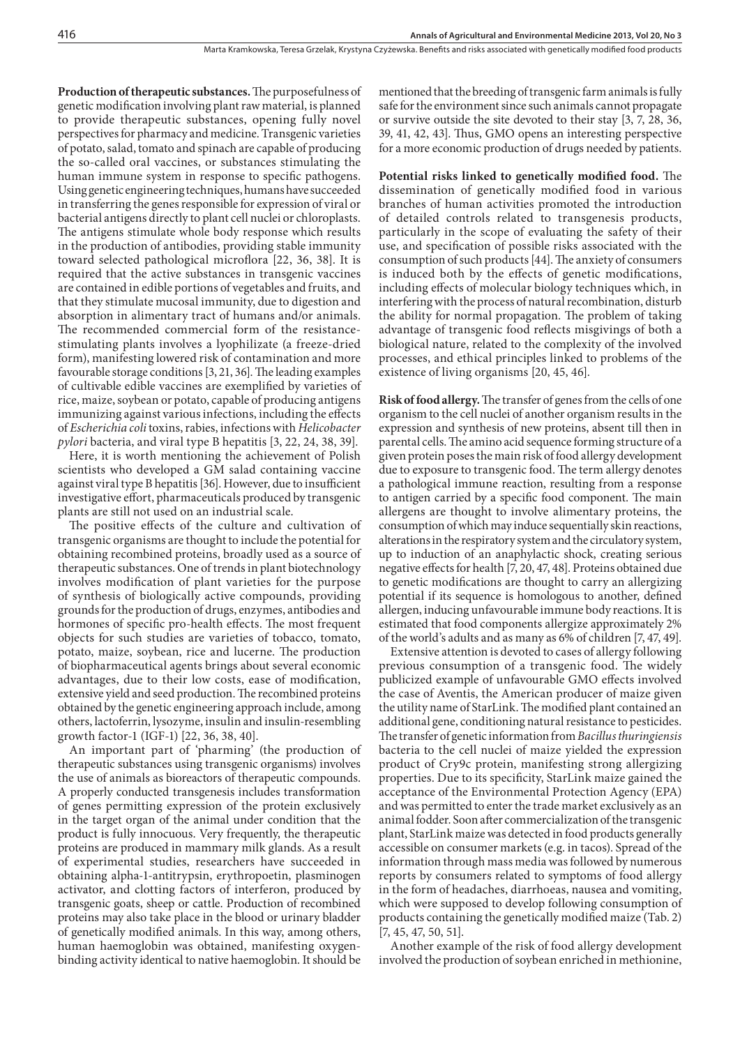**Production of therapeutic substances.** The purposefulness of genetic modification involving plant raw material, is planned to provide therapeutic substances, opening fully novel perspectives for pharmacy and medicine. Transgenic varieties of potato, salad, tomato and spinach are capable of producing the so-called oral vaccines, or substances stimulating the human immune system in response to specific pathogens. Using genetic engineering techniques, humans have succeeded in transferring the genes responsible for expression of viral or bacterial antigens directly to plant cell nuclei or chloroplasts. The antigens stimulate whole body response which results in the production of antibodies, providing stable immunity toward selected pathological microflora [22, 36, 38]. It is required that the active substances in transgenic vaccines are contained in edible portions of vegetables and fruits, and that they stimulate mucosal immunity, due to digestion and absorption in alimentary tract of humans and/or animals. The recommended commercial form of the resistance-stimulating plants involves a lyophilizate (a freeze-dried form), manifesting lowered risk of contamination and more favourable storage conditions [3, 21, 36]. The leading examples of cultivable edible vaccines are exemplified by varieties of rice, maize, soybean or potato, capable of producing antigens immunizing against various infections, including the effects of *Escherichia coli* toxins, rabies, infections with *Helicobacter pylori* bacteria, and viral type B hepatitis [3, 22, 24, 38, 39].

Here, it is worth mentioning the achievement of Polish scientists who developed a GM salad containing vaccine against viral type B hepatitis [36]. However, due to insufficient investigative effort, pharmaceuticals produced by transgenic plants are still not used on an industrial scale.

The positive effects of the culture and cultivation of transgenic organisms are thought to include the potential for obtaining recombined proteins, broadly used as a source of therapeutic substances. One of trends in plant biotechnology involves modification of plant varieties for the purpose of synthesis of biologically active compounds, providing grounds for the production of drugs, enzymes, antibodies and hormones of specific pro-health effects. The most frequent objects for such studies are varieties of tobacco, tomato, potato, maize, soybean, rice and lucerne. The production of biopharmaceutical agents brings about several economic advantages, due to their low costs, ease of modification, extensive yield and seed production. The recombined proteins obtained by the genetic engineering approach include, among others, lactoferrin, lysozyme, insulin and insulin-resembling growth factor-1 (IGF-1) [22, 36, 38, 40].

An important part of 'pharming' (the production of therapeutic substances using transgenic organisms) involves the use of animals as bioreactors of therapeutic compounds. A properly conducted transgenesis includes transformation of genes permitting expression of the protein exclusively in the target organ of the animal under condition that the product is fully innocuous. Very frequently, the therapeutic proteins are produced in mammary milk glands. As a result of experimental studies, researchers have succeeded in obtaining alpha-1-antitrypsin, erythropoetin, plasminogen activator, and clotting factors of interferon, produced by transgenic goats, sheep or cattle. Production of recombined proteins may also take place in the blood or urinary bladder of genetically modified animals. In this way, among others, human haemoglobin was obtained, manifesting oxygen-binding activity identical to native haemoglobin. It should be mentioned that the breeding of transgenic farm animals is fully safe for the environment since such animals cannot propagate or survive outside the site devoted to their stay [3, 7, 28, 36, 39, 41, 42, 43]. Thus, GMO opens an interesting perspective for a more economic production of drugs needed by patients.

**Potential risks linked to genetically modified food.** The dissemination of genetically modified food in various branches of human activities promoted the introduction of detailed controls related to transgenesis products, particularly in the scope of evaluating the safety of their use, and specification of possible risks associated with the consumption of such products [44]. The anxiety of consumers is induced both by the effects of genetic modifications, including effects of molecular biology techniques which, in interfering with the process of natural recombination, disturb the ability for normal propagation. The problem of taking advantage of transgenic food reflects misgivings of both a biological nature, related to the complexity of the involved processes, and ethical principles linked to problems of the existence of living organisms [20, 45, 46].

**Risk of food allergy.** The transfer of genes from the cells of one organism to the cell nuclei of another organism results in the expression and synthesis of new proteins, absent till then in parental cells. The amino acid sequence forming structure of a given protein poses the main risk of food allergy development due to exposure to transgenic food. The term allergy denotes a pathological immune reaction, resulting from a response to antigen carried by a specific food component. The main allergens are thought to involve alimentary proteins, the consumption of which may induce sequentially skin reactions, alterations in the respiratory system and the circulatory system, up to induction of an anaphylactic shock, creating serious negative effects for health [7, 20, 47, 48]. Proteins obtained due to genetic modifications are thought to carry an allergizing potential if its sequence is homologous to another, defined allergen, inducing unfavourable immune body reactions. It is estimated that food components allergize approximately 2% of the world's adults and as many as 6% of children [7, 47, 49].

Extensive attention is devoted to cases of allergy following previous consumption of a transgenic food. The widely publicized example of unfavourable GMO effects involved the case of Aventis, the American producer of maize given the utility name of StarLink. The modified plant contained an additional gene, conditioning natural resistance to pesticides. The transfer of genetic information from *Bacillus thuringiensis* bacteria to the cell nuclei of maize yielded the expression product of Cry9c protein, manifesting strong allergizing properties. Due to its specificity, StarLink maize gained the acceptance of the Environmental Protection Agency (EPA) and was permitted to enter the trade market exclusively as an animal fodder. Soon after commercialization of the transgenic plant, StarLink maize was detected in food products generally accessible on consumer markets (e.g. in tacos). Spread of the information through mass media was followed by numerous reports by consumers related to symptoms of food allergy in the form of headaches, diarrhoeas, nausea and vomiting, which were supposed to develop following consumption of products containing the genetically modified maize (Tab. 2) [7, 45, 47, 50, 51].

Another example of the risk of food allergy development involved the production of soybean enriched in methionine,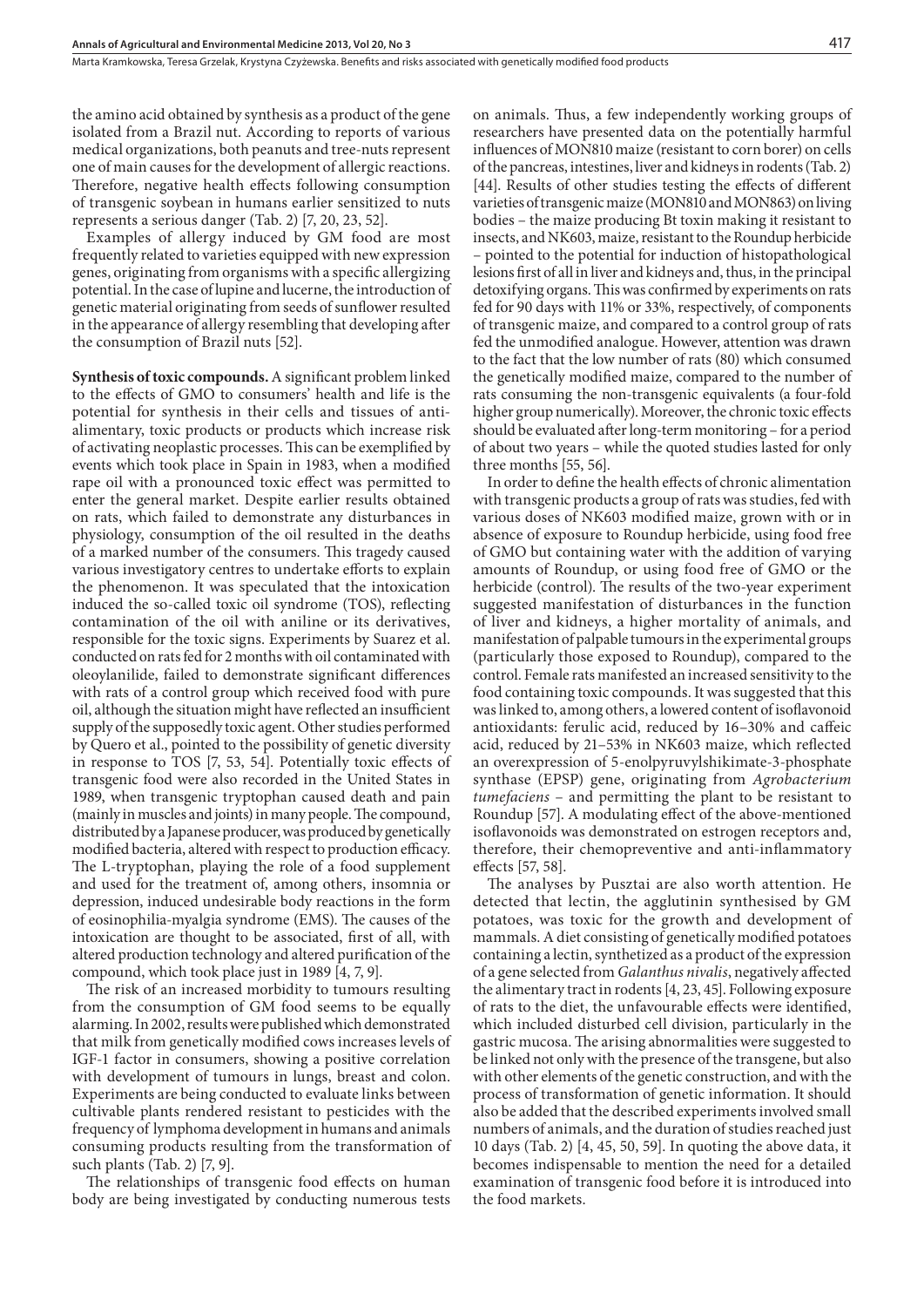the amino acid obtained by synthesis as a product of the gene isolated from a Brazil nut. According to reports of various medical organizations, both peanuts and tree-nuts represent one of main causes for the development of allergic reactions. Therefore, negative health effects following consumption of transgenic soybean in humans earlier sensitized to nuts represents a serious danger (Tab. 2) [7, 20, 23, 52].

Examples of allergy induced by GM food are most frequently related to varieties equipped with new expression genes, originating from organisms with a specific allergizing potential. In the case of lupine and lucerne, the introduction of genetic material originating from seeds of sunflower resulted in the appearance of allergy resembling that developing after the consumption of Brazil nuts [52].

**Synthesis of toxic compounds.** A significant problem linked to the effects of GMO to consumers' health and life is the potential for synthesis in their cells and tissues of anti-alimentary, toxic products or products which increase risk of activating neoplastic processes. This can be exemplified by events which took place in Spain in 1983, when a modified rape oil with a pronounced toxic effect was permitted to enter the general market. Despite earlier results obtained on rats, which failed to demonstrate any disturbances in physiology, consumption of the oil resulted in the deaths of a marked number of the consumers. This tragedy caused various investigatory centres to undertake efforts to explain the phenomenon. It was speculated that the intoxication induced the so-called toxic oil syndrome (TOS), reflecting contamination of the oil with aniline or its derivatives, responsible for the toxic signs. Experiments by Suarez et al. conducted on rats fed for 2 months with oil contaminated with oleoylanilide, failed to demonstrate significant differences with rats of a control group which received food with pure oil, although the situation might have reflected an insufficient supply of the supposedly toxic agent. Other studies performed by Quero et al., pointed to the possibility of genetic diversity in response to TOS [7, 53, 54]. Potentially toxic effects of transgenic food were also recorded in the United States in 1989, when transgenic tryptophan caused death and pain (mainly in muscles and joints) in many people. The compound, distributed by a Japanese producer, was produced by genetically modified bacteria, altered with respect to production efficacy. The L-tryptophan, playing the role of a food supplement and used for the treatment of, among others, insomnia or depression, induced undesirable body reactions in the form of eosinophilia-myalgia syndrome (EMS). The causes of the intoxication are thought to be associated, first of all, with altered production technology and altered purification of the compound, which took place just in 1989 [4, 7, 9].

The risk of an increased morbidity to tumours resulting from the consumption of GM food seems to be equally alarming. In 2002, results were published which demonstrated that milk from genetically modified cows increases levels of IGF-1 factor in consumers, showing a positive correlation with development of tumours in lungs, breast and colon. Experiments are being conducted to evaluate links between cultivable plants rendered resistant to pesticides with the frequency of lymphoma development in humans and animals consuming products resulting from the transformation of such plants (Tab. 2) [7, 9].

The relationships of transgenic food effects on human body are being investigated by conducting numerous tests on animals. Thus, a few independently working groups of researchers have presented data on the potentially harmful influences of MON810 maize (resistant to corn borer) on cells of the pancreas, intestines, liver and kidneys in rodents (Tab. 2) [44]. Results of other studies testing the effects of different varieties of transgenic maize (MON810 and MON863) on living bodies – the maize producing Bt toxin making it resistant to insects, and NK603, maize, resistant to the Roundup herbicide – pointed to the potential for induction of histopathological lesions first of all in liver and kidneys and, thus, in the principal detoxifying organs. This was confirmed by experiments on rats fed for 90 days with 11% or 33%, respectively, of components of transgenic maize, and compared to a control group of rats fed the unmodified analogue. However, attention was drawn to the fact that the low number of rats (80) which consumed the genetically modified maize, compared to the number of rats consuming the non-transgenic equivalents (a four-fold higher group numerically). Moreover, the chronic toxic effects should be evaluated after long-term monitoring – for a period of about two years – while the quoted studies lasted for only three months [55, 56].

In order to define the health effects of chronic alimentation with transgenic products a group of rats was studies, fed with various doses of NK603 modified maize, grown with or in absence of exposure to Roundup herbicide, using food free of GMO but containing water with the addition of varying amounts of Roundup, or using food free of GMO or the herbicide (control). The results of the two-year experiment suggested manifestation of disturbances in the function of liver and kidneys, a higher mortality of animals, and manifestation of palpable tumours in the experimental groups (particularly those exposed to Roundup), compared to the control. Female rats manifested an increased sensitivity to the food containing toxic compounds. It was suggested that this was linked to, among others, a lowered content of isoflavonoid antioxidants: ferulic acid, reduced by 16–30% and caffeic acid, reduced by 21–53% in NK603 maize, which reflected an overexpression of 5-enolpyruvylshikimate-3-phosphate synthase (EPSP) gene, originating from *Agrobacterium tumefaciens* – and permitting the plant to be resistant to Roundup [57]. A modulating effect of the above-mentioned isoflavonoids was demonstrated on estrogen receptors and, therefore, their chemopreventive and anti-inflammatory effects [57, 58].

The analyses by Pusztai are also worth attention. He detected that lectin, the agglutinin synthesised by GM potatoes, was toxic for the growth and development of mammals. A diet consisting of genetically modified potatoes containing a lectin, synthetized as a product of the expression of a gene selected from *Galanthus nivalis*, negatively affected the alimentary tract in rodents [4, 23, 45]. Following exposure of rats to the diet, the unfavourable effects were identified, which included disturbed cell division, particularly in the gastric mucosa. The arising abnormalities were suggested to be linked not only with the presence of the transgene, but also with other elements of the genetic construction, and with the process of transformation of genetic information. It should also be added that the described experiments involved small numbers of animals, and the duration of studies reached just 10 days (Tab. 2) [4, 45, 50, 59]. In quoting the above data, it becomes indispensable to mention the need for a detailed examination of transgenic food before it is introduced into the food markets.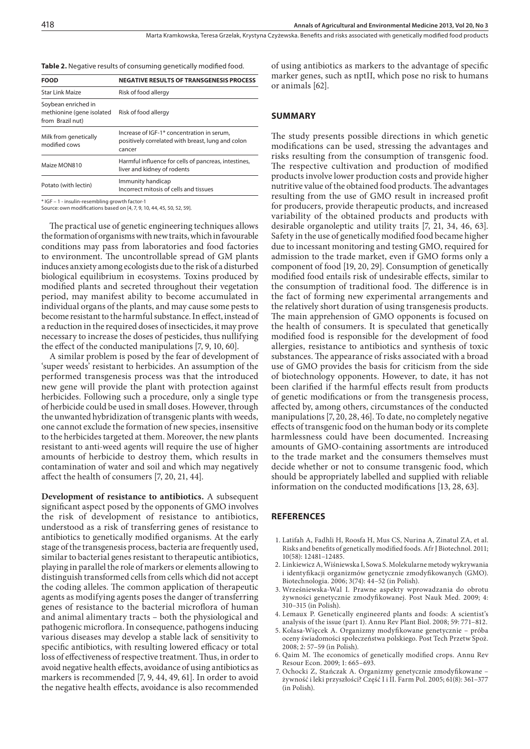**Table 2.** Negative results of consuming genetically modified food.

| FOOD | NEGATIVE RESULTS OF TRANSGENESIS PROCESS |
|---|---|
| Star Link Maize | Risk of food allergy |
| Soybean enriched in methionine (gene isolated from Brazil nut) | Risk of food allergy |
| Milk from genetically modified cows | Increase of IGF-1* concentration in serum, positively correlated with breast, lung and colon cancer |
| Maize MON810 | Harmful influence for cells of pancreas, intestines, liver and kidney of rodents |
| Potato (with lectin) | Immunity handicap<br>Incorrect mitosis of cells and tissues |

\* IGF – 1 - insulin-resembling growth factor-1
Source: own modifications based on [4, 7, 9, 10, 44, 45, 50, 52, 59].

The practical use of genetic engineering techniques allows the formation of organisms with new traits, which in favourable conditions may pass from laboratories and food factories to environment. The uncontrollable spread of GM plants induces anxiety among ecologists due to the risk of a disturbed biological equilibrium in ecosystems. Toxins produced by modified plants and secreted throughout their vegetation period, may manifest ability to become accumulated in individual organs of the plants, and may cause some pests to become resistant to the harmful substance. In effect, instead of a reduction in the required doses of insecticides, it may prove necessary to increase the doses of pesticides, thus nullifying the effect of the conducted manipulations [7, 9, 10, 60].

A similar problem is posed by the fear of development of 'super weeds' resistant to herbicides. An assumption of the performed transgenesis process was that the introduced new gene will provide the plant with protection against herbicides. Following such a procedure, only a single type of herbicide could be used in small doses. However, through the unwanted hybridization of transgenic plants with weeds, one cannot exclude the formation of new species, insensitive to the herbicides targeted at them. Moreover, the new plants resistant to anti-weed agents will require the use of higher amounts of herbicide to destroy them, which results in contamination of water and soil and which may negatively affect the health of consumers [7, 20, 21, 44].

**Development of resistance to antibiotics.** A subsequent significant aspect posed by the opponents of GMO involves the risk of development of resistance to antibiotics, understood as a risk of transferring genes of resistance to antibiotics to genetically modified organisms. At the early stage of the transgenesis process, bacteria are frequently used, similar to bacterial genes resistant to therapeutic antibiotics, playing in parallel the role of markers or elements allowing to distinguish transformed cells from cells which did not accept the coding alleles. The common application of therapeutic agents as modifying agents poses the danger of transferring genes of resistance to the bacterial microflora of human and animal alimentary tracts – both the physiological and pathogenic microflora. In consequence, pathogens inducing various diseases may develop a stable lack of sensitivity to specific antibiotics, with resulting lowered efficacy or total loss of effectiveness of respective treatment. Thus, in order to avoid negative health effects, avoidance of using antibiotics as markers is recommended [7, 9, 44, 49, 61]. In order to avoid the negative health effects, avoidance is also recommended of using antibiotics as markers to the advantage of specific marker genes, such as nptII, which pose no risk to humans or animals [62].

## SUMMARY

The study presents possible directions in which genetic modifications can be used, stressing the advantages and risks resulting from the consumption of transgenic food. The respective cultivation and production of modified products involve lower production costs and provide higher nutritive value of the obtained food products. The advantages resulting from the use of GMO result in increased profit for producers, provide therapeutic products, and increased variability of the obtained products and products with desirable organoleptic and utility traits [7, 21, 34, 46, 63]. Safety in the use of genetically modified food became higher due to incessant monitoring and testing GMO, required for admission to the trade market, even if GMO forms only a component of food [19, 20, 29]. Consumption of genetically modified food entails risk of undesirable effects, similar to the consumption of traditional food. The difference is in the fact of forming new experimental arrangements and the relatively short duration of using transgenesis products. The main apprehension of GMO opponents is focused on the health of consumers. It is speculated that genetically modified food is responsible for the development of food allergies, resistance to antibiotics and synthesis of toxic substances. The appearance of risks associated with a broad use of GMO provides the basis for criticism from the side of biotechnology opponents. However, to date, it has not been clarified if the harmful effects result from products of genetic modifications or from the transgenesis process, affected by, among others, circumstances of the conducted manipulations [7, 20, 28, 46]. To date, no completely negative effects of transgenic food on the human body or its complete harmlessness could have been documented. Increasing amounts of GMO-containing assortments are introduced to the trade market and the consumers themselves must decide whether or not to consume transgenic food, which should be appropriately labelled and supplied with reliable information on the conducted modifications [13, 28, 63].

## REFERENCES

1. Latifah A, Fadhli H, Roosfa H, Mus CS, Nurina A, Zinatul ZA, et al. Risks and benefits of genetically modified foods. Afr J Biotechnol. 2011; 10(58): 12481–12485.
2. Linkiewicz A, Wiśniewska I, Sowa S. Molekularne metody wykrywania i identyfikacji organizmów genetycznie zmodyfikowanych (GMO). Biotechnologia. 2006; 3(74): 44–52 (in Polish).
3. Wrześniewska-Wal I. Prawne aspekty wprowadzania do obrotu żywności genetycznie zmodyfikowanej. Post Nauk Med. 2009; 4: 310–315 (in Polish).
4. Lemaux P. Genetically engineered plants and foods: A scientist's analysis of the issue (part 1). Annu Rev Plant Biol. 2008; 59: 771–812.
5. Kolasa-Więcek A. Organizmy modyfikowane genetycznie – próba oceny świadomości społeczeństwa polskiego. Post Tech Przetw Spoż. 2008; 2: 57–59 (in Polish).
6. Qaim M. The economics of genetically modified crops. Annu Rev Resour Econ. 2009; 1: 665–693.
7. Ochocki Z, Stańczak A. Organizmy genetycznie zmodyfikowane – żywność i leki przyszłości? Część I i II. Farm Pol. 2005; 61(8): 361–377 (in Polish).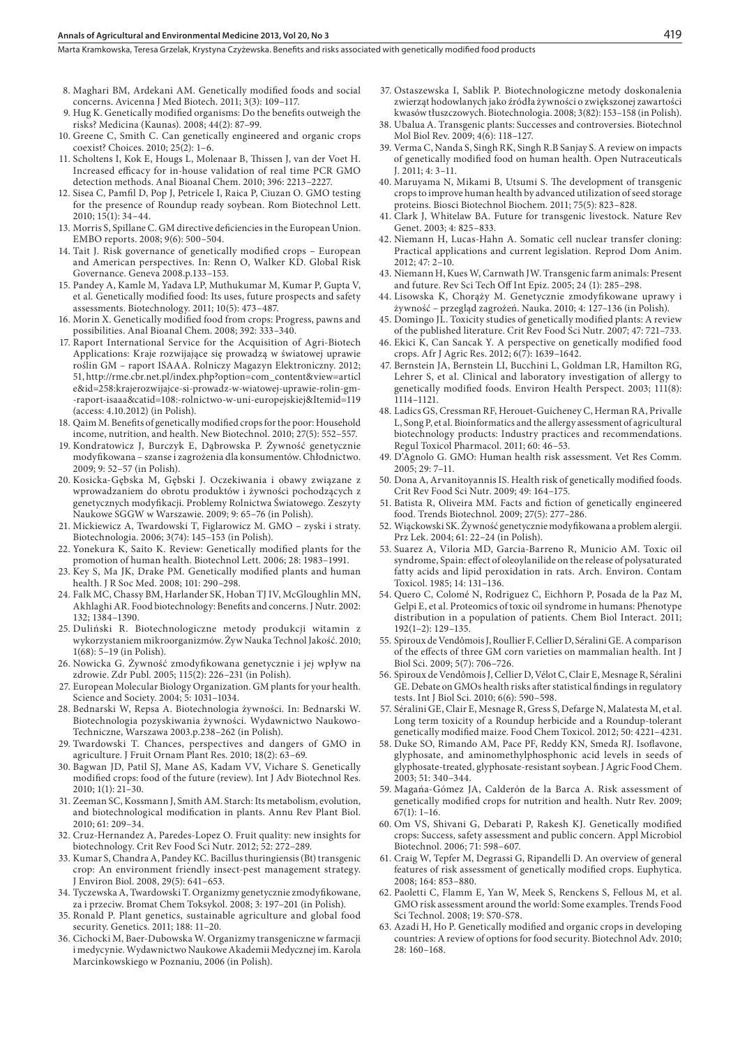8. Maghari BM, Ardekani AM. Genetically modified foods and social concerns. Avicenna J Med Biotech. 2011; 3(3): 109–117.
9. Hug K. Genetically modified organisms: Do the benefits outweigh the risks? Medicina (Kaunas). 2008; 44(2): 87–99.
10. Greene C, Smith C. Can genetically engineered and organic crops coexist? Choices. 2010; 25(2): 1–6.
11. Scholtens I, Kok E, Hougs L, Molenaar B, Thissen J, van der Voet H. Increased efficacy for in-house validation of real time PCR GMO detection methods. Anal Bioanal Chem. 2010; 396: 2213–2227.
12. Sisea C, Pamfil D, Pop J, Petricele I, Raica P, Ciuzan O. GMO testing for the presence of Roundup ready soybean. Rom Biotechnol Lett. 2010; 15(1): 34–44.
13. Morris S, Spillane C. GM directive deficiencies in the European Union. EMBO reports. 2008; 9(6): 500–504.
14. Tait J. Risk governance of genetically modified crops – European and American perspectives. In: Renn O, Walker KD. Global Risk Governance. Geneva 2008.p.133–153.
15. Pandey A, Kamle M, Yadava LP, Muthukumar M, Kumar P, Gupta V, et al. Genetically modified food: Its uses, future prospects and safety assessments. Biotechnology. 2011; 10(5): 473–487.
16. Morin X. Genetically modified food from crops: Progress, pawns and possibilities. Anal Bioanal Chem. 2008; 392: 333–340.
17. Raport International Service for the Acquisition of Agri-Biotech Applications: Kraje rozwijające się prowadzą w światowej uprawie roślin GM – raport ISAAA. Rolniczy Magazyn Elektroniczny. 2012; 51, http://rme.cbr.net.pl/index.php?option=com_content&view=article&id=258:krajerozwijajce-si-prowadz-w-wiatowej-uprawie-rolin-gm--raport-isaaa&catid=108:-rolnictwo-w-uni-europejskiej&Itemid=119 (access: 4.10.2012) (in Polish).
18. Qaim M. Benefits of genetically modified crops for the poor: Household income, nutrition, and health. New Biotechnol. 2010; 27(5): 552–557.
19. Kondratowicz J, Burczyk E, Dąbrowska P. Żywność genetycznie modyfikowana – szanse i zagrożenia dla konsumentów. Chłodnictwo. 2009; 9: 52–57 (in Polish).
20. Kosicka-Gębska M, Gębski J. Oczekiwania i obawy związane z wprowadzaniem do obrotu produktów i żywności pochodzących z genetycznych modyfikacji. Problemy Rolnictwa Światowego. Zeszyty Naukowe SGGW w Warszawie. 2009; 9: 65–76 (in Polish).
21. Mickiewicz A, Twardowski T, Figlarowicz M. GMO – zyski i straty. Biotechnologia. 2006; 3(74): 145–153 (in Polish).
22. Yonekura K, Saito K. Review: Genetically modified plants for the promotion of human health. Biotechnol Lett. 2006; 28: 1983–1991.
23. Key S, Ma JK, Drake PM. Genetically modified plants and human health. J R Soc Med. 2008; 101: 290–298.
24. Falk MC, Chassy BM, Harlander SK, Hoban TJ IV, McGloughlin MN, Akhlaghi AR. Food biotechnology: Benefits and concerns. J Nutr. 2002: 132; 1384–1390.
25. Duliński R. Biotechnologiczne metody produkcji witamin z wykorzystaniem mikroorganizmów. Żyw Nauka Technol Jakość. 2010; 1(68): 5–19 (in Polish).
26. Nowicka G. Żywność zmodyfikowana genetycznie i jej wpływ na zdrowie. Zdr Publ. 2005; 115(2): 226–231 (in Polish).
27. European Molecular Biology Organization. GM plants for your health. Science and Society. 2004; 5: 1031–1034.
28. Bednarski W, Repsa A. Biotechnologia żywności. In: Bednarski W. Biotechnologia pozyskiwania żywności. Wydawnictwo Naukowo-Techniczne, Warszawa 2003.p.238–262 (in Polish).
29. Twardowski T. Chances, perspectives and dangers of GMO in agriculture. J Fruit Ornam Plant Res. 2010; 18(2): 63–69.
30. Bagwan JD, Patil SJ, Mane AS, Kadam VV, Vichare S. Genetically modified crops: food of the future (review). Int J Adv Biotechnol Res. 2010; 1(1): 21–30.
31. Zeeman SC, Kossmann J, Smith AM. Starch: Its metabolism, evolution, and biotechnological modification in plants. Annu Rev Plant Biol. 2010; 61: 209–34.
32. Cruz-Hernandez A, Paredes-Lopez O. Fruit quality: new insights for biotechnology. Crit Rev Food Sci Nutr. 2012; 52: 272–289.
33. Kumar S, Chandra A, Pandey KC. Bacillus thuringiensis (Bt) transgenic crop: An environment friendly insect-pest management strategy. J Environ Biol. 2008, 29(5): 641–653.
34. Tyczewska A, Twardowski T. Organizmy genetycznie zmodyfikowane, za i przeciw. Bromat Chem Toksykol. 2008; 3: 197–201 (in Polish).
35. Ronald P. Plant genetics, sustainable agriculture and global food security. Genetics. 2011; 188: 11–20.
36. Cichocki M, Baer-Dubowska W. Organizmy transgeniczne w farmacji i medycynie. Wydawnictwo Naukowe Akademii Medycznej im. Karola Marcinkowskiego w Poznaniu, 2006 (in Polish).
37. Ostaszewska I, Sablik P. Biotechnologiczne metody doskonalenia zwierząt hodowlanych jako źródła żywności o zwiększonej zawartości kwasów tłuszczowych. Biotechnologia. 2008; 3(82): 153–158 (in Polish).
38. Ubalua A. Transgenic plants: Successes and controversies. Biotechnol Mol Biol Rev. 2009; 4(6): 118–127.
39. Verma C, Nanda S, Singh RK, Singh R.B Sanjay S. A review on impacts of genetically modified food on human health. Open Nutraceuticals J. 2011; 4: 3–11.
40. Maruyama N, Mikami B, Utsumi S. The development of transgenic crops to improve human health by advanced utilization of seed storage proteins. Biosci Biotechnol Biochem. 2011; 75(5): 823–828.
41. Clark J, Whitelaw BA. Future for transgenic livestock. Nature Rev Genet. 2003; 4: 825–833.
42. Niemann H, Lucas-Hahn A. Somatic cell nuclear transfer cloning: Practical applications and current legislation. Reprod Dom Anim. 2012; 47: 2–10.
43. Niemann H, Kues W, Carnwath JW. Transgenic farm animals: Present and future. Rev Sci Tech Off Int Epiz. 2005; 24 (1): 285–298.
44. Lisowska K, Chorąży M. Genetycznie zmodyfikowane uprawy i żywność – przegląd zagrożeń. Nauka. 2010; 4: 127–136 (in Polish).
45. Domingo JL. Toxicity studies of genetically modified plants: A review of the published literature. Crit Rev Food Sci Nutr. 2007; 47: 721–733.
46. Ekici K, Can Sancak Y. A perspective on genetically modified food crops. Afr J Agric Res. 2012; 6(7): 1639–1642.
47. Bernstein JA, Bernstein LI, Bucchini L, Goldman LR, Hamilton RG, Lehrer S, et al. Clinical and laboratory investigation of allergy to genetically modified foods. Environ Health Perspect. 2003; 111(8): 1114–1121.
48. Ladics GS, Cressman RF, Herouet-Guicheney C, Herman RA, Privalle L, Song P, et al. Bioinformatics and the allergy assessment of agricultural biotechnology products: Industry practices and recommendations. Regul Toxicol Pharmacol. 2011; 60: 46–53.
49. D'Agnolo G. GMO: Human health risk assessment. Vet Res Comm. 2005; 29: 7–11.
50. Dona A, Arvanitoyannis IS. Health risk of genetically modified foods. Crit Rev Food Sci Nutr. 2009; 49: 164–175.
51. Batista R, Oliveira MM. Facts and fiction of genetically engineered food. Trends Biotechnol. 2009; 27(5): 277–286.
52. Wiąckowski SK. Żywność genetycznie modyfikowana a problem alergii. Prz Lek. 2004; 61: 22–24 (in Polish).
53. Suarez A, Viloria MD, Garcia-Barreno R, Municio AM. Toxic oil syndrome, Spain: effect of oleoylanilide on the release of polysaturated fatty acids and lipid peroxidation in rats. Arch. Environ. Contam Toxicol. 1985; 14: 131–136.
54. Quero C, Colomé N, Rodriguez C, Eichhorn P, Posada de la Paz M, Gelpi E, et al. Proteomics of toxic oil syndrome in humans: Phenotype distribution in a population of patients. Chem Biol Interact. 2011; 192(1–2): 129–135.
55. Spiroux de Vendômois J, Roullier F, Cellier D, Séralini GE. A comparison of the effects of three GM corn varieties on mammalian health. Int J Biol Sci. 2009; 5(7): 706–726.
56. Spiroux de Vendômois J, Cellier D, Vélot C, Clair E, Mesnage R, Séralini GE. Debate on GMOs health risks after statistical findings in regulatory tests. Int J Biol Sci. 2010; 6(6): 590–598.
57. Séralini GE, Clair E, Mesnage R, Gress S, Defarge N, Malatesta M, et al. Long term toxicity of a Roundup herbicide and a Roundup-tolerant genetically modified maize. Food Chem Toxicol. 2012; 50: 4221–4231.
58. Duke SO, Rimando AM, Pace PF, Reddy KN, Smeda RJ. Isoflavone, glyphosate, and aminomethylphosphonic acid levels in seeds of glyphosate-treated, glyphosate-resistant soybean. J Agric Food Chem. 2003; 51: 340–344.
59. Magaña-Gómez JA, Calderón de la Barca A. Risk assessment of genetically modified crops for nutrition and health. Nutr Rev. 2009; 67(1): 1–16.
60. Om VS, Shivani G, Debarati P, Rakesh KJ. Genetically modified crops: Success, safety assessment and public concern. Appl Microbiol Biotechnol. 2006; 71: 598–607.
61. Craig W, Tepfer M, Degrassi G, Ripandelli D. An overview of general features of risk assessment of genetically modified crops. Euphytica. 2008; 164: 853–880.
62. Paoletti C, Flamm E, Yan W, Meek S, Renckens S, Fellous M, et al. GMO risk assessment around the world: Some examples. Trends Food Sci Technol. 2008; 19: S70-S78.
63. Azadi H, Ho P. Genetically modified and organic crops in developing countries: A review of options for food security. Biotechnol Adv. 2010; 28: 160–168.